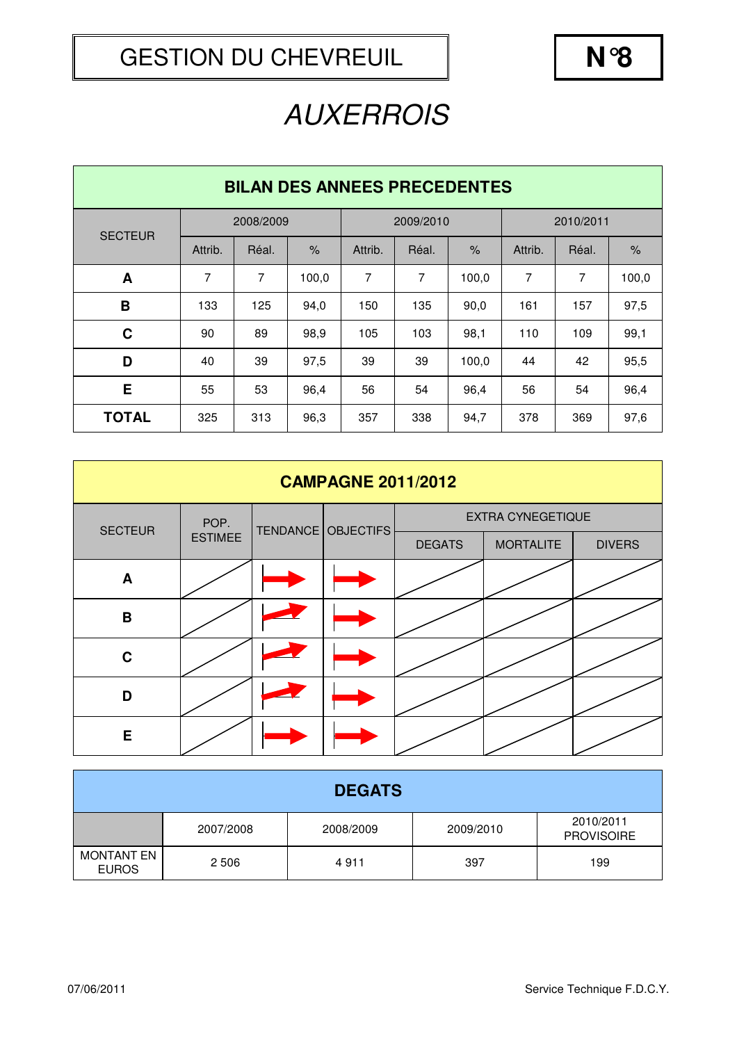# GESTION DU CHEVREUIL

**N°8**

# *AUXERROIS*

## BILAN DES ANNEES PRECEDENTES

| SECTEUR | 2008/2009 | | | 2009/2010 | | | 2010/2011 | | |
|---|---|---|---|---|---|---|---|---|---|
| | Attrib. | Réal. | % | Attrib. | Réal. | % | Attrib. | Réal. | % |
| **A** | 7 | 7 | 100,0 | 7 | 7 | 100,0 | 7 | 7 | 100,0 |
| **B** | 133 | 125 | 94,0 | 150 | 135 | 90,0 | 161 | 157 | 97,5 |
| **C** | 90 | 89 | 98,9 | 105 | 103 | 98,1 | 110 | 109 | 99,1 |
| **D** | 40 | 39 | 97,5 | 39 | 39 | 100,0 | 44 | 42 | 95,5 |
| **E** | 55 | 53 | 96,4 | 56 | 54 | 96,4 | 56 | 54 | 96,4 |
| **TOTAL** | 325 | 313 | 96,3 | 357 | 338 | 94,7 | 378 | 369 | 97,6 |

## CAMPAGNE 2011/2012

| SECTEUR | POP. ESTIMEE | TENDANCE | OBJECTIFS | EXTRA CYNEGETIQUE | | |
|---|---|---|---|---|---|---|
| | | | | DEGATS | MORTALITE | DIVERS |
| **A** | | → | → | | | |
| **B** | | ↗ | → | | | |
| **C** | | ↗ | → | | | |
| **D** | | ↗ | → | | | |
| **E** | | → | → | | | |

## DEGATS

| | 2007/2008 | 2008/2009 | 2009/2010 | 2010/2011 PROVISOIRE |
|---|---|---|---|---|
| MONTANT EN EUROS | 2 506 | 4 911 | 397 | 199 |

07/06/2011 Service Technique F.D.C.Y.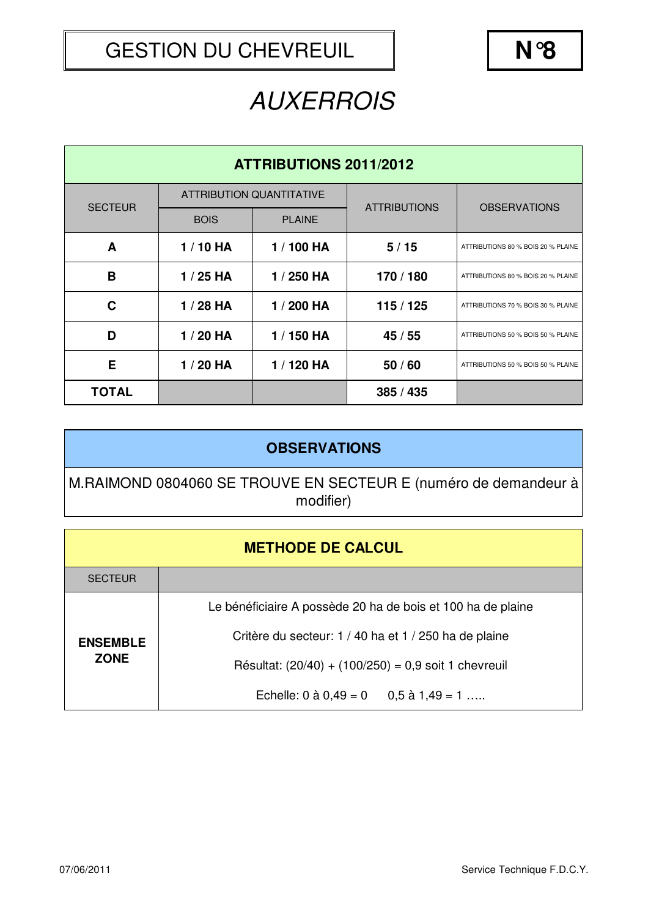# GESTION DU CHEVREUIL

**N°8**

## *AUXERROIS*

| ATTRIBUTIONS 2011/2012 | | | | |
|---|---|---|---|---|
| SECTEUR | ATTRIBUTION QUANTITATIVE | | ATTRIBUTIONS | OBSERVATIONS |
| | BOIS | PLAINE | | |
| **A** | **1 / 10 HA** | **1 / 100 HA** | **5 / 15** | ATTRIBUTIONS 80 % BOIS 20 % PLAINE |
| **B** | **1 / 25 HA** | **1 / 250 HA** | **170 / 180** | ATTRIBUTIONS 80 % BOIS 20 % PLAINE |
| **C** | **1 / 28 HA** | **1 / 200 HA** | **115 / 125** | ATTRIBUTIONS 70 % BOIS 30 % PLAINE |
| **D** | **1 / 20 HA** | **1 / 150 HA** | **45 / 55** | ATTRIBUTIONS 50 % BOIS 50 % PLAINE |
| **E** | **1 / 20 HA** | **1 / 120 HA** | **50 / 60** | ATTRIBUTIONS 50 % BOIS 50 % PLAINE |
| **TOTAL** | | | **385 / 435** | |

| OBSERVATIONS |
|---|
| M.RAIMOND 0804060 SE TROUVE EN SECTEUR E (numéro de demandeur à modifier) |

| METHODE DE CALCUL | |
|---|---|
| SECTEUR | |
| **ENSEMBLE ZONE** | Le bénéficiaire A possède 20 ha de bois et 100 ha de plaine<br>Critère du secteur: 1 / 40 ha et 1 / 250 ha de plaine<br>Résultat: (20/40) + (100/250) = 0,9 soit 1 chevreuil<br>Echelle: 0 à 0,49 = 0 0,5 à 1,49 = 1 ….. |

07/06/2011 Service Technique F.D.C.Y.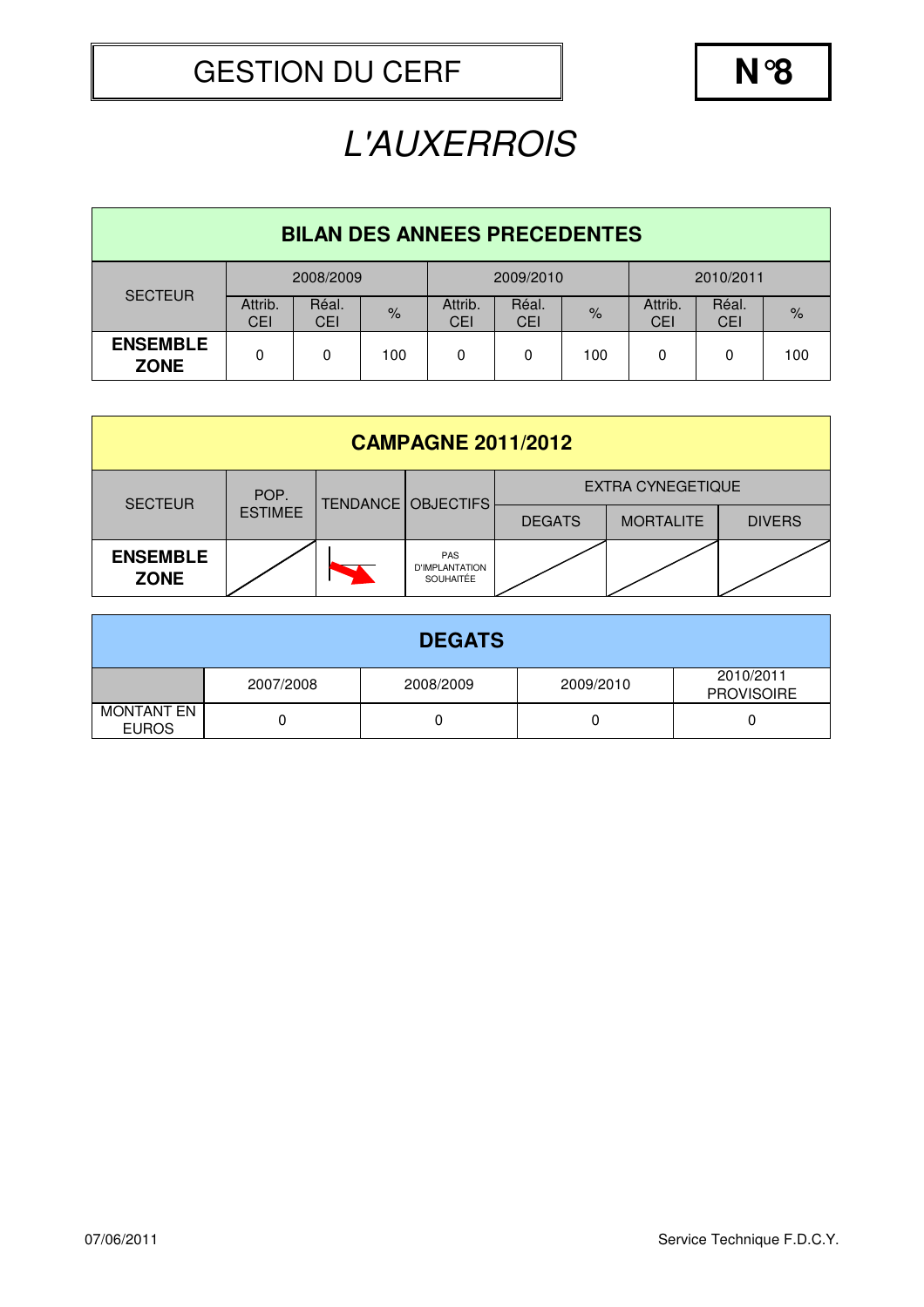# GESTION DU CERF

**N°8**

## *L'AUXERROIS*

| **BILAN DES ANNEES PRECEDENTES** | | | | | | | | | |
|---|---|---|---|---|---|---|---|---|---|
| SECTEUR | 2008/2009 | | | 2009/2010 | | | 2010/2011 | | |
| | Attrib. CEI | Réal. CEI | % | Attrib. CEI | Réal. CEI | % | Attrib. CEI | Réal. CEI | % |
| **ENSEMBLE ZONE** | 0 | 0 | 100 | 0 | 0 | 100 | 0 | 0 | 100 |

| **CAMPAGNE 2011/2012** | | | | | | |
|---|---|---|---|---|---|---|
| SECTEUR | POP. ESTIMEE | TENDANCE | OBJECTIFS | EXTRA CYNEGETIQUE | | |
| | | | | DEGATS | MORTALITE | DIVERS |
| **ENSEMBLE ZONE** | | ↘ | PAS D'IMPLANTATION SOUHAITÉE | | | |

| **DEGATS** | | | | |
|---|---|---|---|---|
| | 2007/2008 | 2008/2009 | 2009/2010 | 2010/2011 PROVISOIRE |
| MONTANT EN EUROS | 0 | 0 | 0 | 0 |

07/06/2011

Service Technique F.D.C.Y.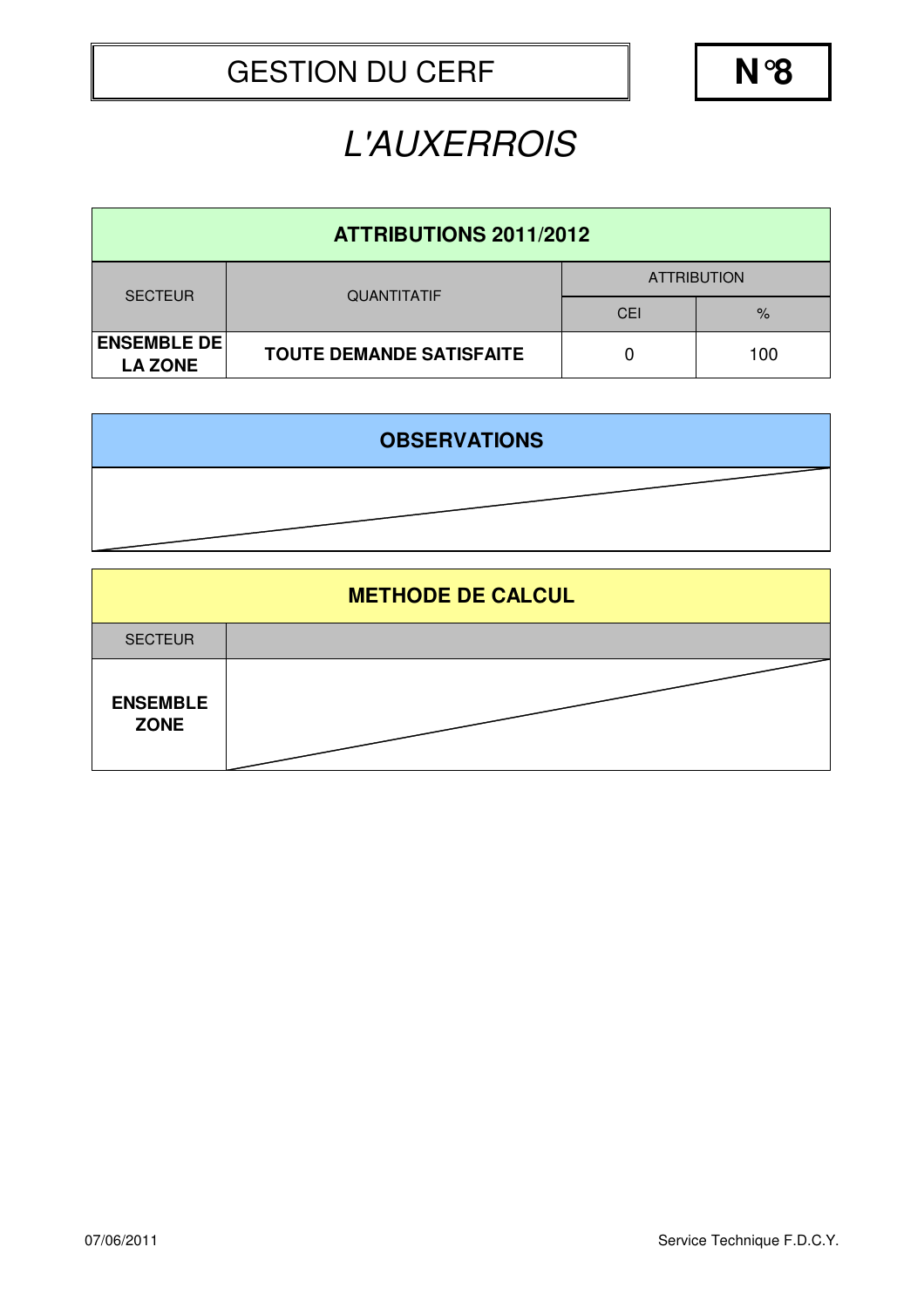# GESTION DU CERF

**N°8**

## *L'AUXERROIS*

| ATTRIBUTIONS 2011/2012 | | | |
|---|---|---|---|
| SECTEUR | QUANTITATIF | ATTRIBUTION | |
| | | CEI | % |
| **ENSEMBLE DE LA ZONE** | **TOUTE DEMANDE SATISFAITE** | 0 | 100 |

| OBSERVATIONS |
|---|
| |

| METHODE DE CALCUL | |
|---|---|
| SECTEUR | |
| **ENSEMBLE ZONE** | |

07/06/2011

Service Technique F.D.C.Y.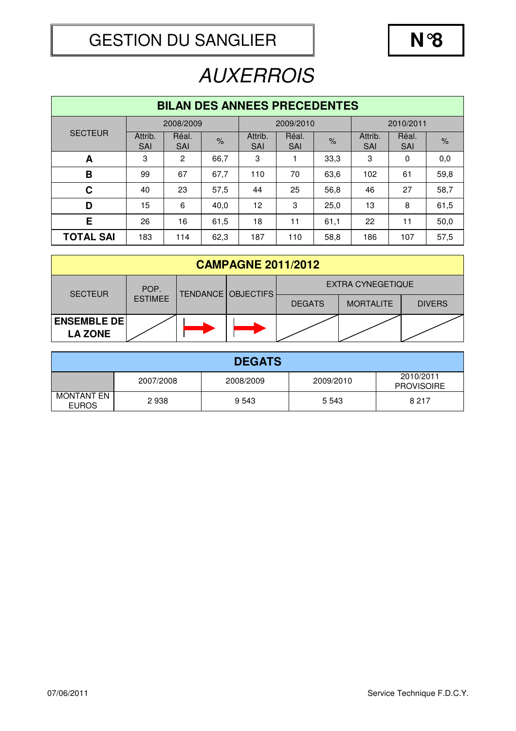# GESTION DU SANGLIER

**N°8**

## *AUXERROIS*

| BILAN DES ANNEES PRECEDENTES | | | | | | | | | |
|---|---|---|---|---|---|---|---|---|---|
| SECTEUR | 2008/2009 | | | 2009/2010 | | | 2010/2011 | | |
| | Attrib. SAI | Réal. SAI | % | Attrib. SAI | Réal. SAI | % | Attrib. SAI | Réal. SAI | % |
| **A** | 3 | 2 | 66,7 | 3 | 1 | 33,3 | 3 | 0 | 0,0 |
| **B** | 99 | 67 | 67,7 | 110 | 70 | 63,6 | 102 | 61 | 59,8 |
| **C** | 40 | 23 | 57,5 | 44 | 25 | 56,8 | 46 | 27 | 58,7 |
| **D** | 15 | 6 | 40,0 | 12 | 3 | 25,0 | 13 | 8 | 61,5 |
| **E** | 26 | 16 | 61,5 | 18 | 11 | 61,1 | 22 | 11 | 50,0 |
| **TOTAL SAI** | 183 | 114 | 62,3 | 187 | 110 | 58,8 | 186 | 107 | 57,5 |

| CAMPAGNE 2011/2012 | | | | | | |
|---|---|---|---|---|---|---|
| SECTEUR | POP. ESTIMEE | TENDANCE | OBJECTIFS | EXTRA CYNEGETIQUE | | |
| | | | | DEGATS | MORTALITE | DIVERS |
| **ENSEMBLE DE LA ZONE** | | → | → | | | |

| DEGATS | | | | |
|---|---|---|---|---|
| | 2007/2008 | 2008/2009 | 2009/2010 | 2010/2011 PROVISOIRE |
| MONTANT EN EUROS | 2 938 | 9 543 | 5 543 | 8 217 |

07/06/2011

Service Technique F.D.C.Y.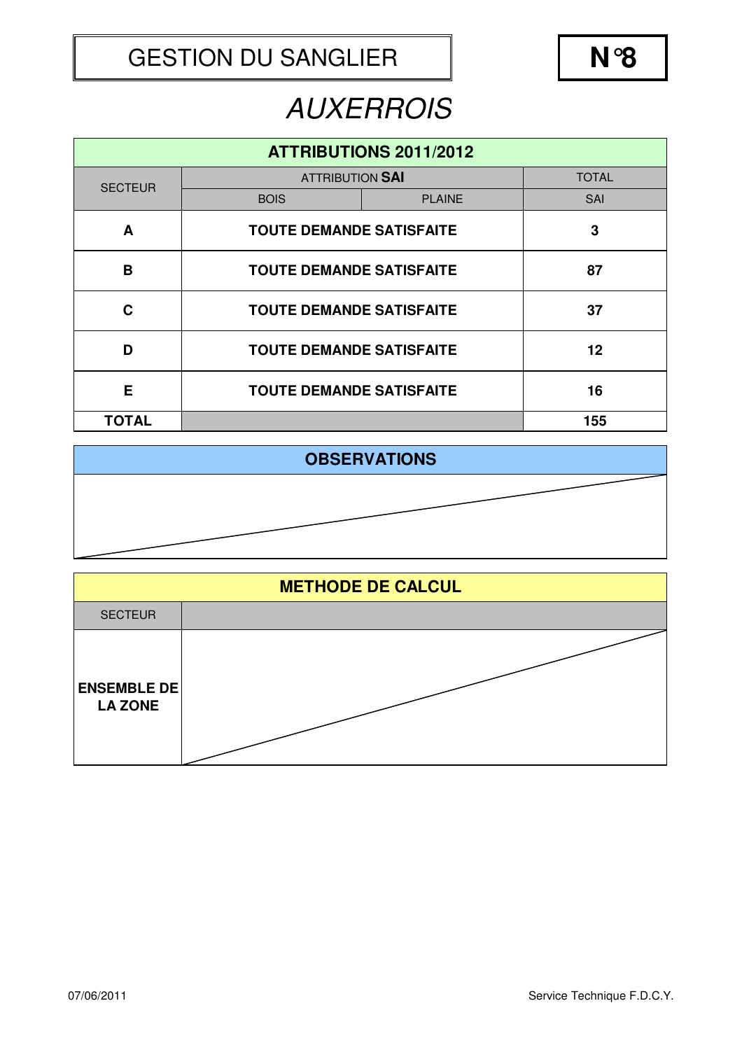# GESTION DU SANGLIER

**N°8**

## *AUXERROIS*

| ATTRIBUTIONS 2011/2012 | | | |
|---|---|---|---|
| SECTEUR | ATTRIBUTION **SAI** | | TOTAL |
| | BOIS | PLAINE | SAI |
| **A** | **TOUTE DEMANDE SATISFAITE** | | **3** |
| **B** | **TOUTE DEMANDE SATISFAITE** | | **87** |
| **C** | **TOUTE DEMANDE SATISFAITE** | | **37** |
| **D** | **TOUTE DEMANDE SATISFAITE** | | **12** |
| **E** | **TOUTE DEMANDE SATISFAITE** | | **16** |
| **TOTAL** | | | **155** |

| OBSERVATIONS |
|---|
| |

| METHODE DE CALCUL | |
|---|---|
| SECTEUR | |
| **ENSEMBLE DE LA ZONE** | |

07/06/2011

Service Technique F.D.C.Y.